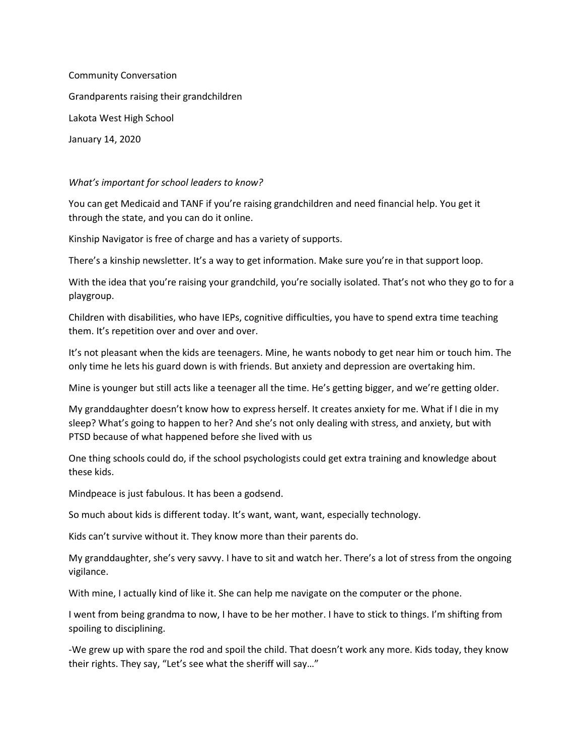Community Conversation

Grandparents raising their grandchildren

Lakota West High School

January 14, 2020

*What's important for school leaders to know?*

You can get Medicaid and TANF if you're raising grandchildren and need financial help. You get it through the state, and you can do it online.

Kinship Navigator is free of charge and has a variety of supports.

There's a kinship newsletter. It's a way to get information. Make sure you're in that support loop.

With the idea that you're raising your grandchild, you're socially isolated. That's not who they go to for a playgroup.

Children with disabilities, who have IEPs, cognitive difficulties, you have to spend extra time teaching them. It's repetition over and over and over.

It's not pleasant when the kids are teenagers. Mine, he wants nobody to get near him or touch him. The only time he lets his guard down is with friends. But anxiety and depression are overtaking him.

Mine is younger but still acts like a teenager all the time. He's getting bigger, and we're getting older.

My granddaughter doesn't know how to express herself. It creates anxiety for me. What if I die in my sleep? What's going to happen to her? And she's not only dealing with stress, and anxiety, but with PTSD because of what happened before she lived with us

One thing schools could do, if the school psychologists could get extra training and knowledge about these kids.

Mindpeace is just fabulous. It has been a godsend.

So much about kids is different today. It's want, want, want, especially technology.

Kids can't survive without it. They know more than their parents do.

My granddaughter, she's very savvy. I have to sit and watch her. There's a lot of stress from the ongoing vigilance.

With mine, I actually kind of like it. She can help me navigate on the computer or the phone.

I went from being grandma to now, I have to be her mother. I have to stick to things. I'm shifting from spoiling to disciplining.

-We grew up with spare the rod and spoil the child. That doesn't work any more. Kids today, they know their rights. They say, "Let's see what the sheriff will say…"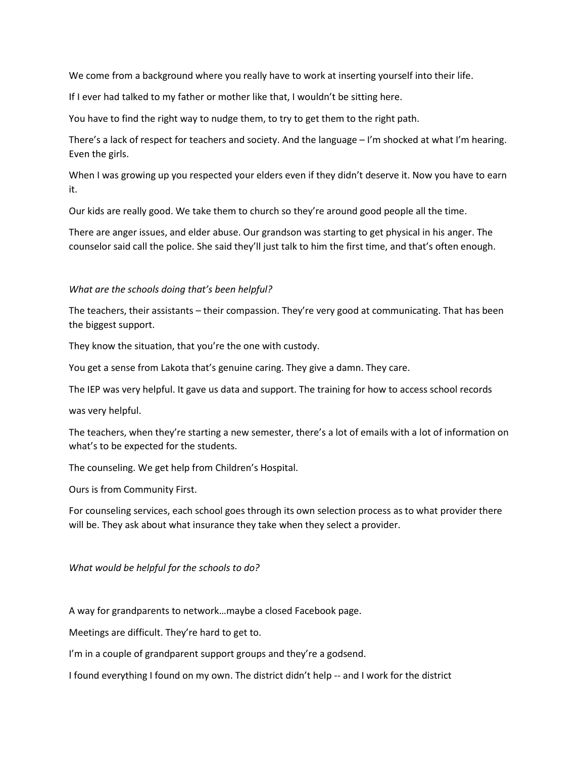We come from a background where you really have to work at inserting yourself into their life.

If I ever had talked to my father or mother like that, I wouldn't be sitting here.

You have to find the right way to nudge them, to try to get them to the right path.

There's a lack of respect for teachers and society. And the language – I'm shocked at what I'm hearing. Even the girls.

When I was growing up you respected your elders even if they didn't deserve it. Now you have to earn it.

Our kids are really good. We take them to church so they're around good people all the time.

There are anger issues, and elder abuse. Our grandson was starting to get physical in his anger. The counselor said call the police. She said they'll just talk to him the first time, and that's often enough.

*What are the schools doing that's been helpful?*

The teachers, their assistants – their compassion. They're very good at communicating. That has been the biggest support.

They know the situation, that you're the one with custody.

You get a sense from Lakota that's genuine caring. They give a damn. They care.

The IEP was very helpful. It gave us data and support. The training for how to access school records

was very helpful.

The teachers, when they're starting a new semester, there's a lot of emails with a lot of information on what's to be expected for the students.

The counseling. We get help from Children's Hospital.

Ours is from Community First.

For counseling services, each school goes through its own selection process as to what provider there will be. They ask about what insurance they take when they select a provider.

*What would be helpful for the schools to do?*

A way for grandparents to network…maybe a closed Facebook page.

Meetings are difficult. They're hard to get to.

I'm in a couple of grandparent support groups and they're a godsend.

I found everything I found on my own. The district didn't help -- and I work for the district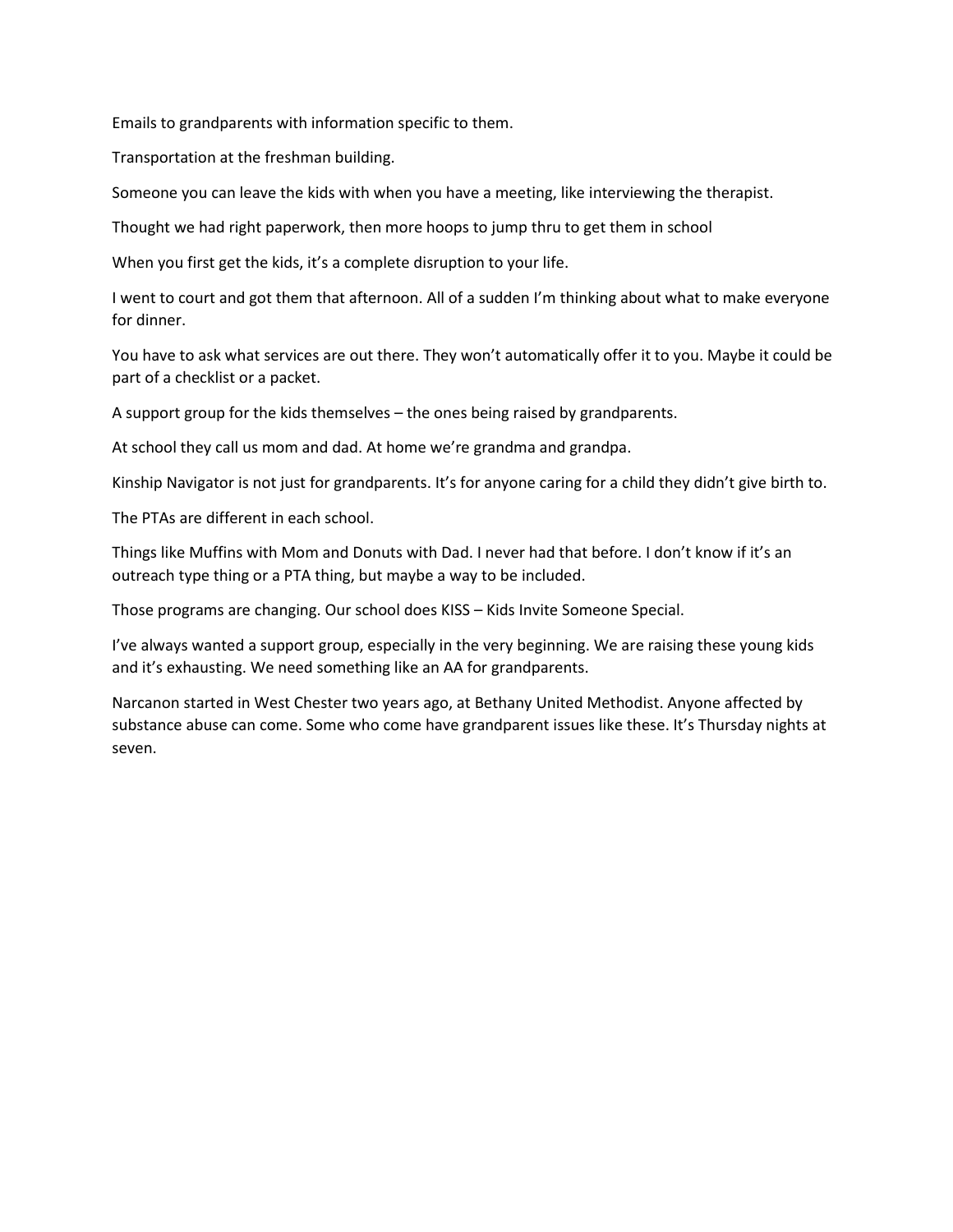Emails to grandparents with information specific to them.

Transportation at the freshman building.

Someone you can leave the kids with when you have a meeting, like interviewing the therapist.

Thought we had right paperwork, then more hoops to jump thru to get them in school

When you first get the kids, it's a complete disruption to your life.

I went to court and got them that afternoon. All of a sudden I'm thinking about what to make everyone for dinner.

You have to ask what services are out there. They won't automatically offer it to you. Maybe it could be part of a checklist or a packet.

A support group for the kids themselves – the ones being raised by grandparents.

At school they call us mom and dad. At home we're grandma and grandpa.

Kinship Navigator is not just for grandparents. It's for anyone caring for a child they didn't give birth to.

The PTAs are different in each school.

Things like Muffins with Mom and Donuts with Dad. I never had that before. I don't know if it's an outreach type thing or a PTA thing, but maybe a way to be included.

Those programs are changing. Our school does KISS – Kids Invite Someone Special.

I've always wanted a support group, especially in the very beginning. We are raising these young kids and it's exhausting. We need something like an AA for grandparents.

Narcanon started in West Chester two years ago, at Bethany United Methodist. Anyone affected by substance abuse can come. Some who come have grandparent issues like these. It's Thursday nights at seven.